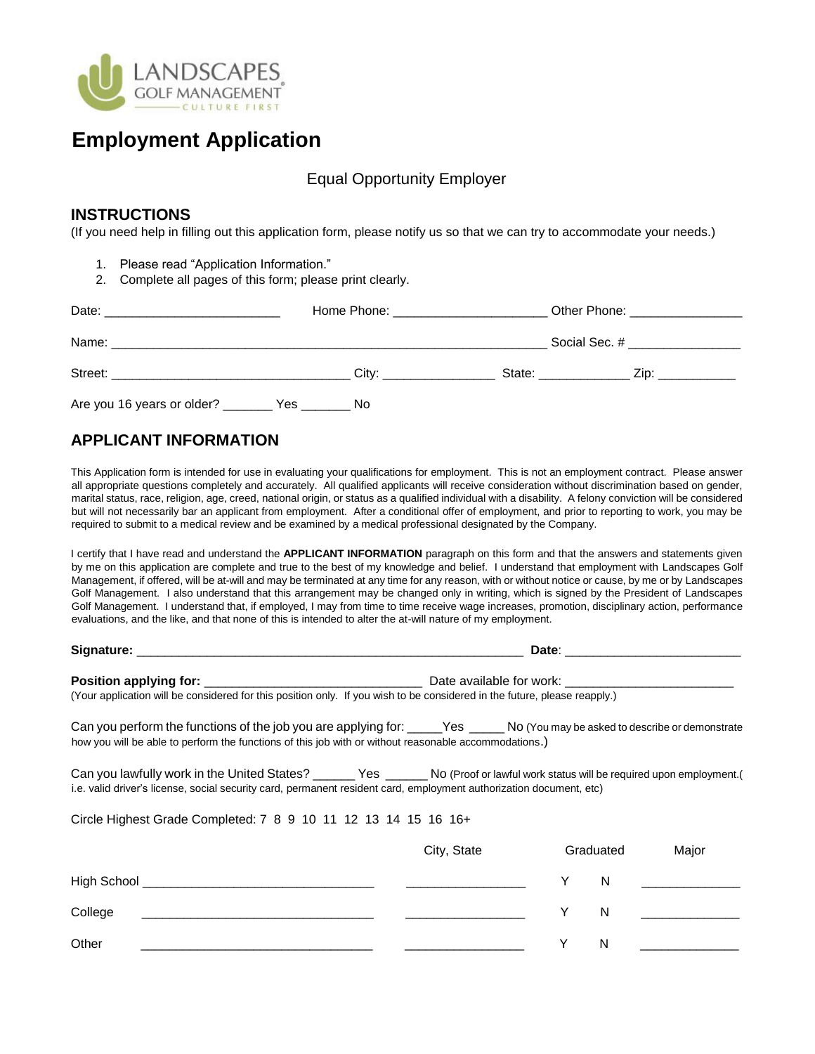LANDSCAPES GOLF MANAGEMENT®
CULTURE FIRST

# Employment Application

Equal Opportunity Employer

## INSTRUCTIONS

(If you need help in filling out this application form, please notify us so that we can try to accommodate your needs.)

1. Please read "Application Information."
2. Complete all pages of this form; please print clearly.

Date: _________________________ Home Phone: ______________________ Other Phone: ________________

Name: _______________________________________________________________ Social Sec. # ________________

Street: _________________________________ City: ________________ State: _____________ Zip: ___________

Are you 16 years or older? _______ Yes _______ No

## APPLICANT INFORMATION

This Application form is intended for use in evaluating your qualifications for employment. This is not an employment contract. Please answer all appropriate questions completely and accurately. All qualified applicants will receive consideration without discrimination based on gender, marital status, race, religion, age, creed, national origin, or status as a qualified individual with a disability. A felony conviction will be considered but will not necessarily bar an applicant from employment. After a conditional offer of employment, and prior to reporting to work, you may be required to submit to a medical review and be examined by a medical professional designated by the Company.

I certify that I have read and understand the **APPLICANT INFORMATION** paragraph on this form and that the answers and statements given by me on this application are complete and true to the best of my knowledge and belief. I understand that employment with Landscapes Golf Management, if offered, will be at-will and may be terminated at any time for any reason, with or without notice or cause, by me or by Landscapes Golf Management. I also understand that this arrangement may be changed only in writing, which is signed by the President of Landscapes Golf Management. I understand that, if employed, I may from time to time receive wage increases, promotion, disciplinary action, performance evaluations, and the like, and that none of this is intended to alter the at-will nature of my employment.

**Signature:** ________________________________________________________ **Date**: _________________________

**Position applying for:** ______________________________ Date available for work: ________________________
(Your application will be considered for this position only. If you wish to be considered in the future, please reapply.)

Can you perform the functions of the job you are applying for: _____Yes _____ No (You may be asked to describe or demonstrate how you will be able to perform the functions of this job with or without reasonable accommodations.)

Can you lawfully work in the United States? ______ Yes ______ No (Proof or lawful work status will be required upon employment.( i.e. valid driver's license, social security card, permanent resident card, employment authorization document, etc)

Circle Highest Grade Completed: 7 8 9 10 11 12 13 14 15 16 16+

| | | City, State | Graduated | Major |
|---|---|---|---|---|
| High School | _________________________________ | _________________ | Y N | ______________ |
| College | _________________________________ | _________________ | Y N | ______________ |
| Other | _________________________________ | _________________ | Y N | ______________ |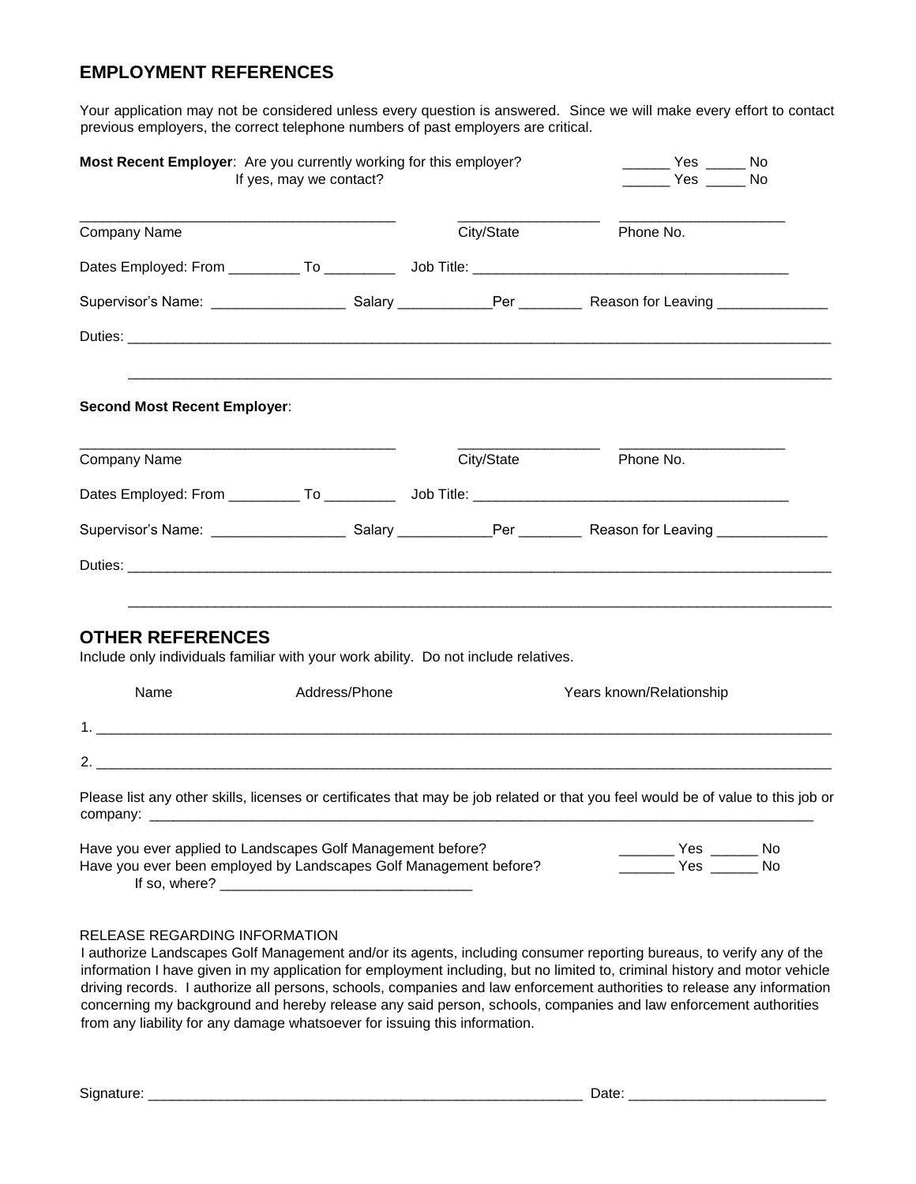## EMPLOYMENT REFERENCES

Your application may not be considered unless every question is answered. Since we will make every effort to contact previous employers, the correct telephone numbers of past employers are critical.

**Most Recent Employer**: Are you currently working for this employer? ______ Yes _____ No

If yes, may we contact? ______ Yes _____ No

_________________________________________ __________________ _____________________

Company Name City/State Phone No.

Dates Employed: From _________ To _________ Job Title: _________________________________________

Supervisor's Name: _________________ Salary ____________Per ________ Reason for Leaving ______________

Duties: _____________________________________________________________________________________

_____________________________________________________________________________________

**Second Most Recent Employer**:

_________________________________________ __________________ _____________________

Company Name City/State Phone No.

Dates Employed: From _________ To _________ Job Title: _________________________________________

Supervisor's Name: _________________ Salary ____________Per ________ Reason for Leaving ______________

Duties: _____________________________________________________________________________________

_____________________________________________________________________________________

## OTHER REFERENCES

Include only individuals familiar with your work ability. Do not include relatives.

Name Address/Phone Years known/Relationship

1. ___________________________________________________________________________________________

2. ___________________________________________________________________________________________

Please list any other skills, licenses or certificates that may be job related or that you feel would be of value to this job or company: ___________________________________________________________________________________

Have you ever applied to Landscapes Golf Management before? _______ Yes ______ No

Have you ever been employed by Landscapes Golf Management before? _______ Yes ______ No

If so, where? ________________________________

RELEASE REGARDING INFORMATION

I authorize Landscapes Golf Management and/or its agents, including consumer reporting bureaus, to verify any of the information I have given in my application for employment including, but no limited to, criminal history and motor vehicle driving records. I authorize all persons, schools, companies and law enforcement authorities to release any information concerning my background and hereby release any said person, schools, companies and law enforcement authorities from any liability for any damage whatsoever for issuing this information.

Signature: _______________________________________________________ Date: ________________________